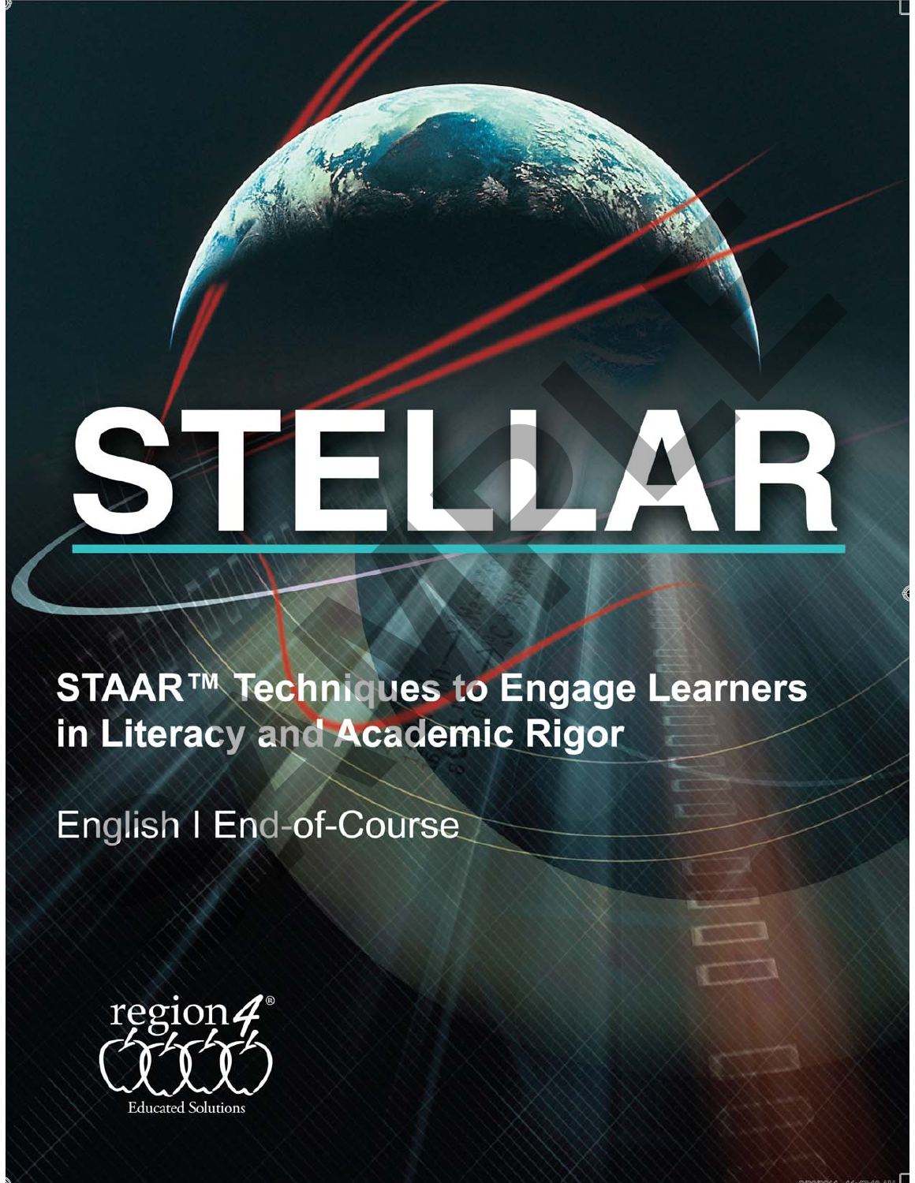# STELLAR

## STAAR™ Techniques to Engage Learners in Literacy and Academic Rigor

English I End-of-Course

region4®

Educated Solutions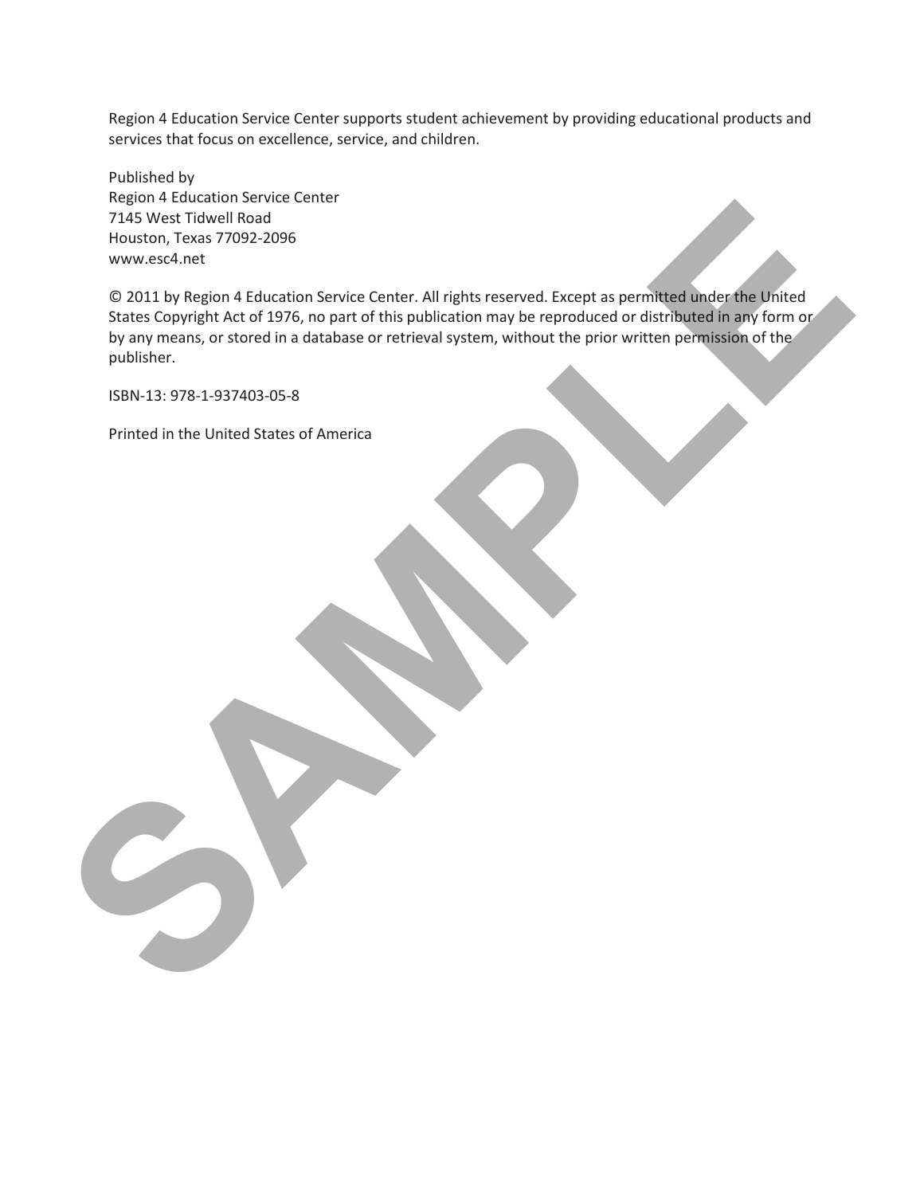Region 4 Education Service Center supports student achievement by providing educational products and services that focus on excellence, service, and children.

Published by
Region 4 Education Service Center
7145 West Tidwell Road
Houston, Texas 77092-2096
www.esc4.net

© 2011 by Region 4 Education Service Center. All rights reserved. Except as permitted under the United States Copyright Act of 1976, no part of this publication may be reproduced or distributed in any form or by any means, or stored in a database or retrieval system, without the prior written permission of the publisher.

ISBN-13: 978-1-937403-05-8

Printed in the United States of America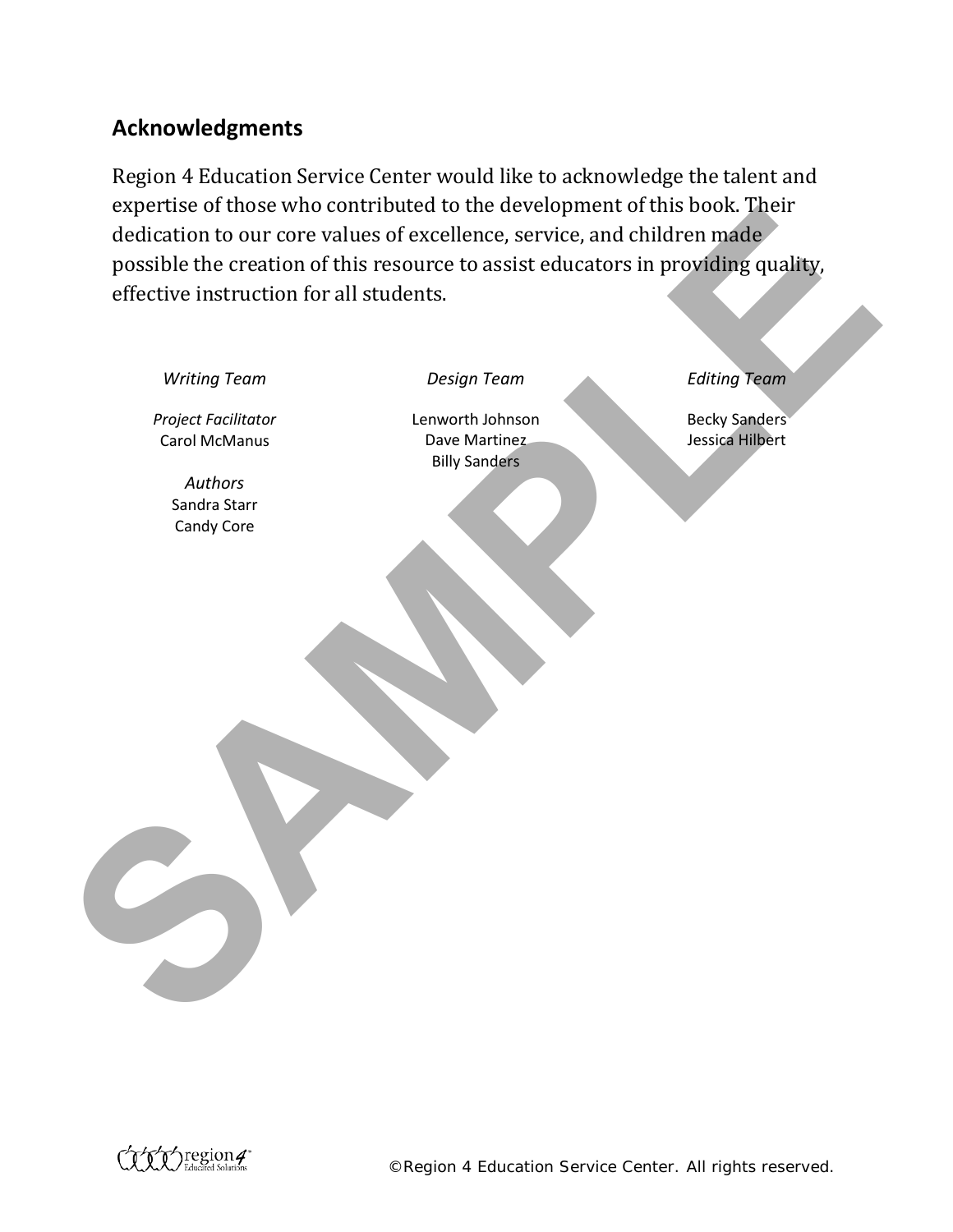## Acknowledgments

Region 4 Education Service Center would like to acknowledge the talent and expertise of those who contributed to the development of this book. Their dedication to our core values of excellence, service, and children made possible the creation of this resource to assist educators in providing quality, effective instruction for all students.

*Writing Team*

*Project Facilitator*
Carol McManus

*Authors*
Sandra Starr
Candy Core

*Design Team*

Lenworth Johnson
Dave Martinez
Billy Sanders

*Editing Team*

Becky Sanders
Jessica Hilbert

©Region 4 Education Service Center. All rights reserved.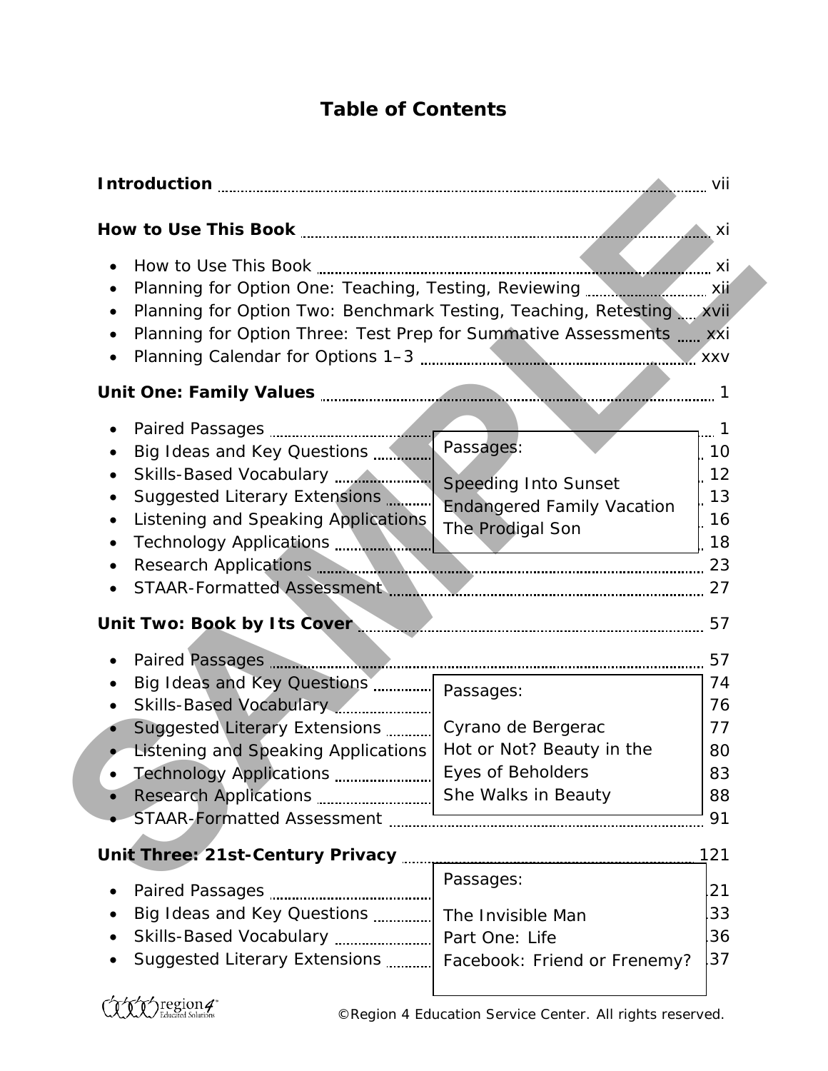# Table of Contents

**Introduction** ........ vii

**How to Use This Book** ........ xi

- How to Use This Book ........ xi
- Planning for Option One: Teaching, Testing, Reviewing ........ xii
- Planning for Option Two: Benchmark Testing, Teaching, Retesting ........ xvii
- Planning for Option Three: Test Prep for Summative Assessments ........ xxi
- Planning Calendar for Options 1–3 ........ xxv

**Unit One: Family Values** ........ 1

- Paired Passages ........ 1
- Big Ideas and Key Questions ........ 10
- Skills-Based Vocabulary ........ 12
- Suggested Literary Extensions ........ 13
- Listening and Speaking Applications ........ 16
- Technology Applications ........ 18
- Research Applications ........ 23
- STAAR-Formatted Assessment ........ 27

Passages:

Speeding Into Sunset
Endangered Family Vacation
The Prodigal Son

**Unit Two: Book by Its Cover** ........ 57

- Paired Passages ........ 57
- Big Ideas and Key Questions ........ 74
- Skills-Based Vocabulary ........ 76
- Suggested Literary Extensions ........ 77
- Listening and Speaking Applications ........ 80
- Technology Applications ........ 83
- Research Applications ........ 88
- STAAR-Formatted Assessment ........ 91

Passages:

Cyrano de Bergerac
Hot or Not? Beauty in the Eyes of Beholders
She Walks in Beauty

**Unit Three: 21st-Century Privacy** ........ 121

- Paired Passages ........ 121
- Big Ideas and Key Questions ........ 133
- Skills-Based Vocabulary ........ 136
- Suggested Literary Extensions ........ 137

Passages:

The Invisible Man
Part One: Life
Facebook: Friend or Frenemy?

©Region 4 Education Service Center. All rights reserved.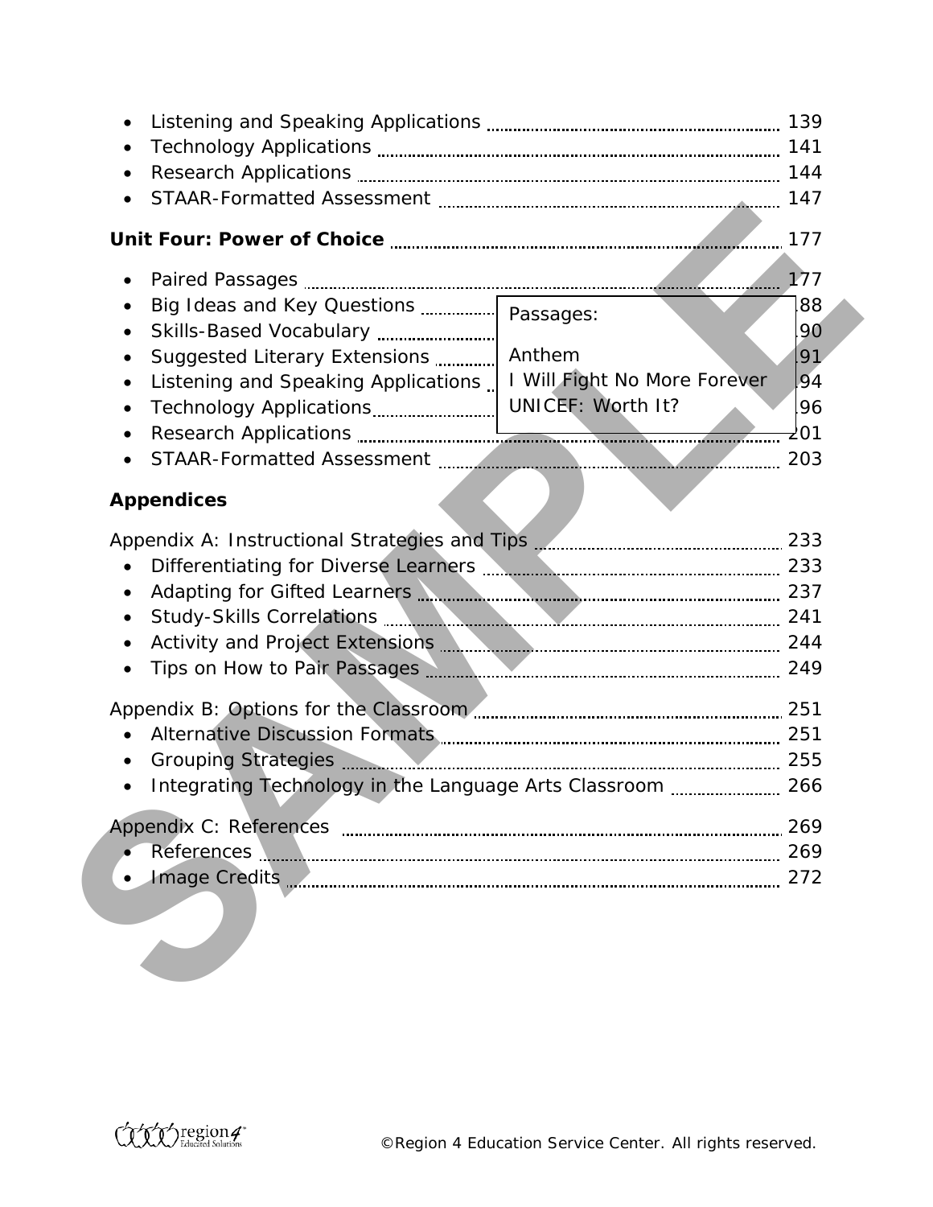- Listening and Speaking Applications ........ 139
- Technology Applications ........ 141
- Research Applications ........ 144
- STAAR-Formatted Assessment ........ 147

**Unit Four: Power of Choice** ........ 177

- Paired Passages ........ 177
- Big Ideas and Key Questions ........ 188
- Skills-Based Vocabulary ........ 190
- Suggested Literary Extensions ........ 191
- Listening and Speaking Applications ........ 194
- Technology Applications ........ 196
- Research Applications ........ 201
- STAAR-Formatted Assessment ........ 203

Passages:

Anthem
I Will Fight No More Forever
UNICEF: Worth It?

**Appendices**

Appendix A: Instructional Strategies and Tips ........ 233

- Differentiating for Diverse Learners ........ 233
- Adapting for Gifted Learners ........ 237
- Study-Skills Correlations ........ 241
- Activity and Project Extensions ........ 244
- Tips on How to Pair Passages ........ 249

Appendix B: Options for the Classroom ........ 251

- Alternative Discussion Formats ........ 251
- Grouping Strategies ........ 255
- Integrating Technology in the Language Arts Classroom ........ 266

Appendix C: References ........ 269

- References ........ 269
- Image Credits ........ 272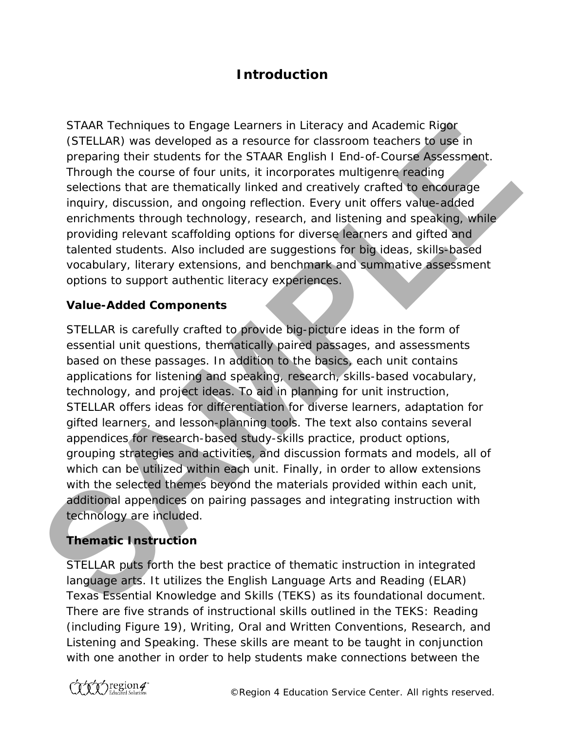# Introduction

STAAR Techniques to Engage Learners in Literacy and Academic Rigor (STELLAR) was developed as a resource for classroom teachers to use in preparing their students for the STAAR English I End-of-Course Assessment. Through the course of four units, it incorporates multigenre reading selections that are thematically linked and creatively crafted to encourage inquiry, discussion, and ongoing reflection. Every unit offers value-added enrichments through technology, research, and listening and speaking, while providing relevant scaffolding options for diverse learners and gifted and talented students. Also included are suggestions for big ideas, skills-based vocabulary, literary extensions, and benchmark and summative assessment options to support authentic literacy experiences.

### Value-Added Components

STELLAR is carefully crafted to provide big-picture ideas in the form of essential unit questions, thematically paired passages, and assessments based on these passages. In addition to the basics, each unit contains applications for listening and speaking, research, skills-based vocabulary, technology, and project ideas. To aid in planning for unit instruction, STELLAR offers ideas for differentiation for diverse learners, adaptation for gifted learners, and lesson-planning tools. The text also contains several appendices for research-based study-skills practice, product options, grouping strategies and activities, and discussion formats and models, all of which can be utilized within each unit. Finally, in order to allow extensions with the selected themes beyond the materials provided within each unit, additional appendices on pairing passages and integrating instruction with technology are included.

### Thematic Instruction

STELLAR puts forth the best practice of thematic instruction in integrated language arts. It utilizes the English Language Arts and Reading (ELAR) Texas Essential Knowledge and Skills (TEKS) as its foundational document. There are five strands of instructional skills outlined in the TEKS: Reading (including Figure 19), Writing, Oral and Written Conventions, Research, and Listening and Speaking. These skills are meant to be taught in conjunction with one another in order to help students make connections between the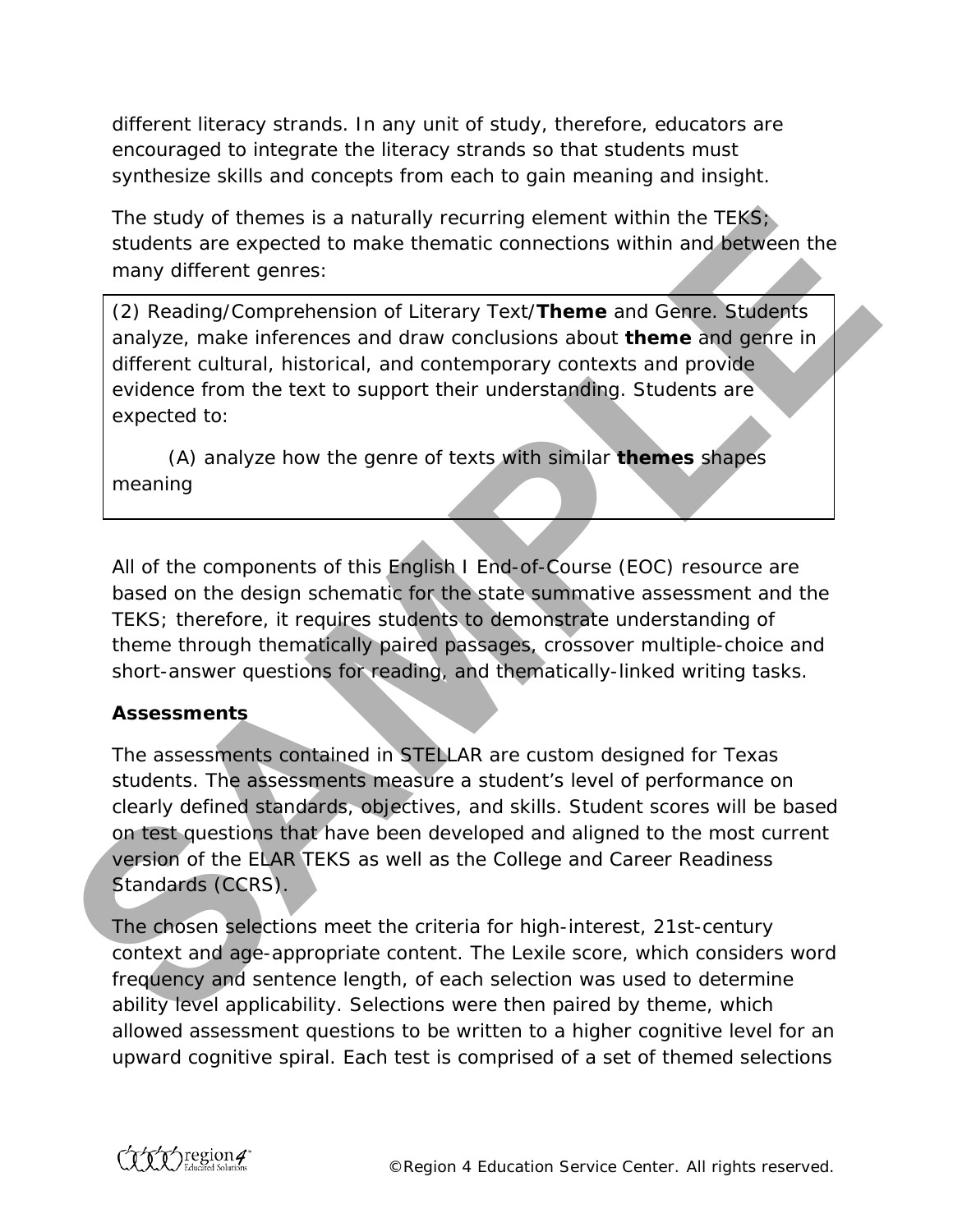different literacy strands. In any unit of study, therefore, educators are encouraged to integrate the literacy strands so that students must synthesize skills and concepts from each to gain meaning and insight.

The study of themes is a naturally recurring element within the TEKS; students are expected to make thematic connections within and between the many different genres:

> (2) Reading/Comprehension of Literary Text/**Theme** and Genre. Students analyze, make inferences and draw conclusions about **theme** and genre in different cultural, historical, and contemporary contexts and provide evidence from the text to support their understanding. Students are expected to:
>
> (A) analyze how the genre of texts with similar **themes** shapes meaning

All of the components of this English I End-of-Course (EOC) resource are based on the design schematic for the state summative assessment and the TEKS; therefore, it requires students to demonstrate understanding of theme through thematically paired passages, crossover multiple-choice and short-answer questions for reading, and thematically-linked writing tasks.

**Assessments**

The assessments contained in STELLAR are custom designed for Texas students. The assessments measure a student's level of performance on clearly defined standards, objectives, and skills. Student scores will be based on test questions that have been developed and aligned to the most current version of the ELAR TEKS as well as the College and Career Readiness Standards (CCRS).

The chosen selections meet the criteria for high-interest, 21st-century context and age-appropriate content. The Lexile score, which considers word frequency and sentence length, of each selection was used to determine ability level applicability. Selections were then paired by theme, which allowed assessment questions to be written to a higher cognitive level for an upward cognitive spiral. Each test is comprised of a set of themed selections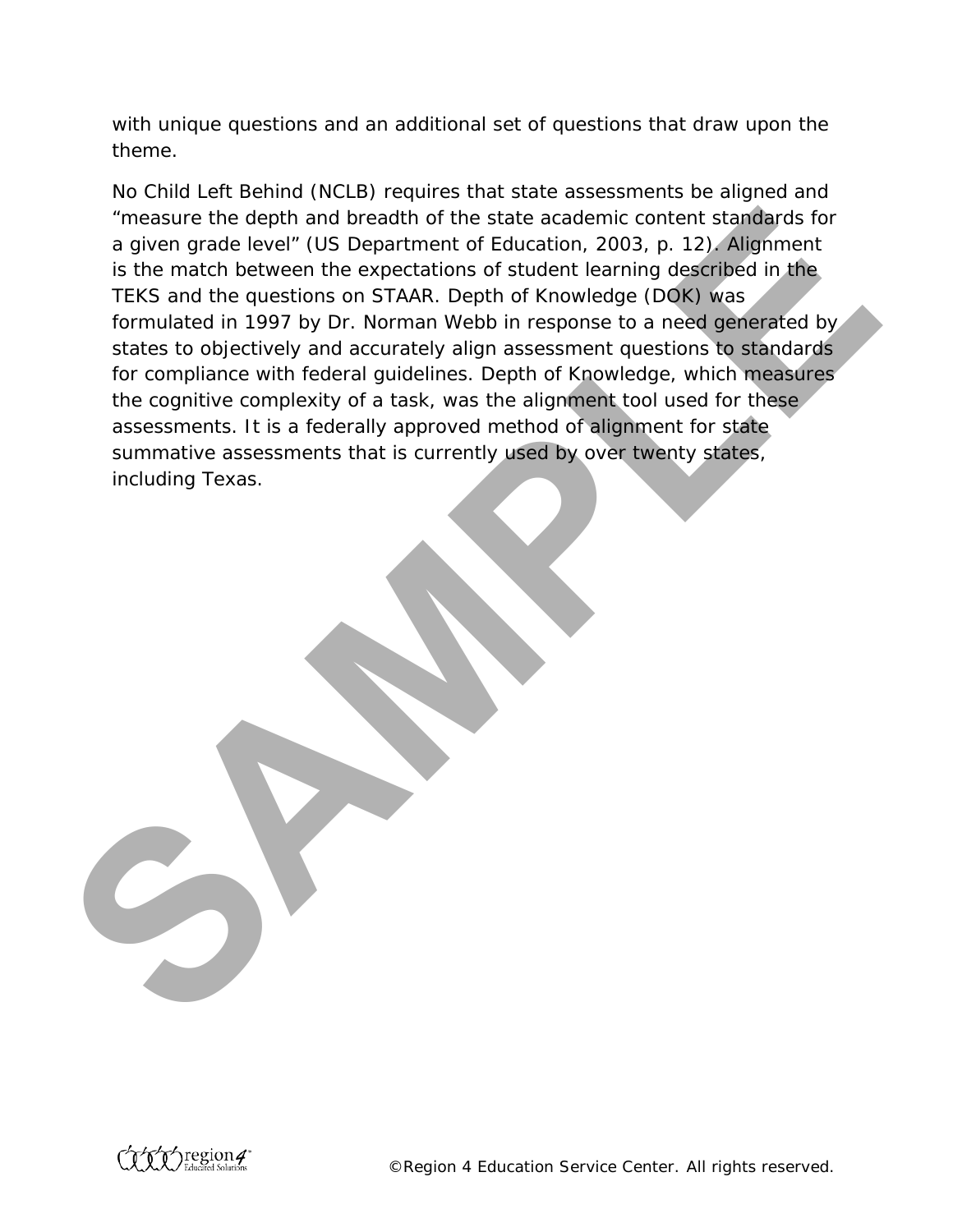with unique questions and an additional set of questions that draw upon the theme.

No Child Left Behind (NCLB) requires that state assessments be aligned and "measure the depth and breadth of the state academic content standards for a given grade level" (US Department of Education, 2003, p. 12). Alignment is the match between the expectations of student learning described in the TEKS and the questions on STAAR. Depth of Knowledge (DOK) was formulated in 1997 by Dr. Norman Webb in response to a need generated by states to objectively and accurately align assessment questions to standards for compliance with federal guidelines. Depth of Knowledge, which measures the cognitive complexity of a task, was the alignment tool used for these assessments. It is a federally approved method of alignment for state summative assessments that is currently used by over twenty states, including Texas.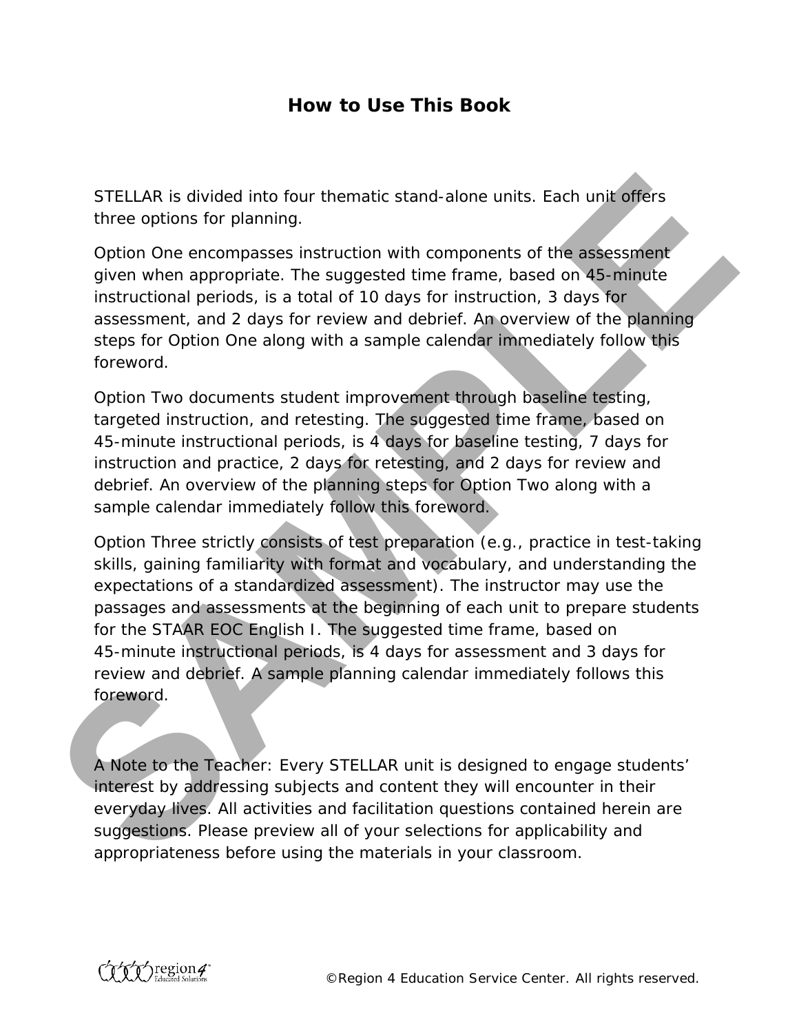# How to Use This Book

STELLAR is divided into four thematic stand-alone units. Each unit offers three options for planning.

Option One encompasses instruction with components of the assessment given when appropriate. The suggested time frame, based on 45-minute instructional periods, is a total of 10 days for instruction, 3 days for assessment, and 2 days for review and debrief. An overview of the planning steps for Option One along with a sample calendar immediately follow this foreword.

Option Two documents student improvement through baseline testing, targeted instruction, and retesting. The suggested time frame, based on 45-minute instructional periods, is 4 days for baseline testing, 7 days for instruction and practice, 2 days for retesting, and 2 days for review and debrief. An overview of the planning steps for Option Two along with a sample calendar immediately follow this foreword.

Option Three strictly consists of test preparation (e.g., practice in test-taking skills, gaining familiarity with format and vocabulary, and understanding the expectations of a standardized assessment). The instructor may use the passages and assessments at the beginning of each unit to prepare students for the STAAR EOC English I. The suggested time frame, based on 45-minute instructional periods, is 4 days for assessment and 3 days for review and debrief. A sample planning calendar immediately follows this foreword.

A Note to the Teacher: Every STELLAR unit is designed to engage students' interest by addressing subjects and content they will encounter in their everyday lives. All activities and facilitation questions contained herein are suggestions. Please preview all of your selections for applicability and appropriateness before using the materials in your classroom.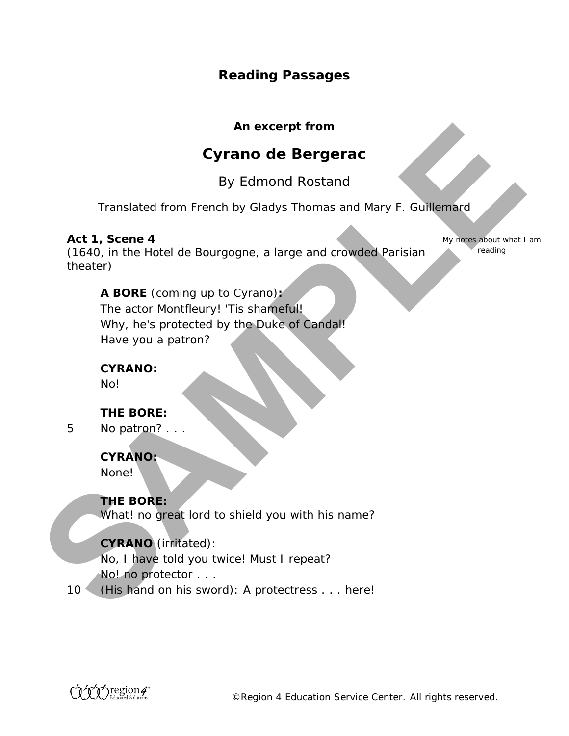## Reading Passages

**An excerpt from**

# Cyrano de Bergerac

By Edmond Rostand

Translated from French by Gladys Thomas and Mary F. Guillemard

**Act 1, Scene 4**
(1640, in the Hotel de Bourgogne, a large and crowded Parisian theater)

My notes about what I am reading

**A BORE** (coming up to Cyrano)**:**
The actor Montfleury! 'Tis shameful!
Why, he's protected by the Duke of Candal!
Have you a patron?

**CYRANO:**
No!

**THE BORE:**
5 No patron? . . .

**CYRANO:**
None!

**THE BORE:**
What! no great lord to shield you with his name?

**CYRANO** (irritated):
No, I have told you twice! Must I repeat?
No! no protector . . .
10 (His hand on his sword): A protectress . . . here!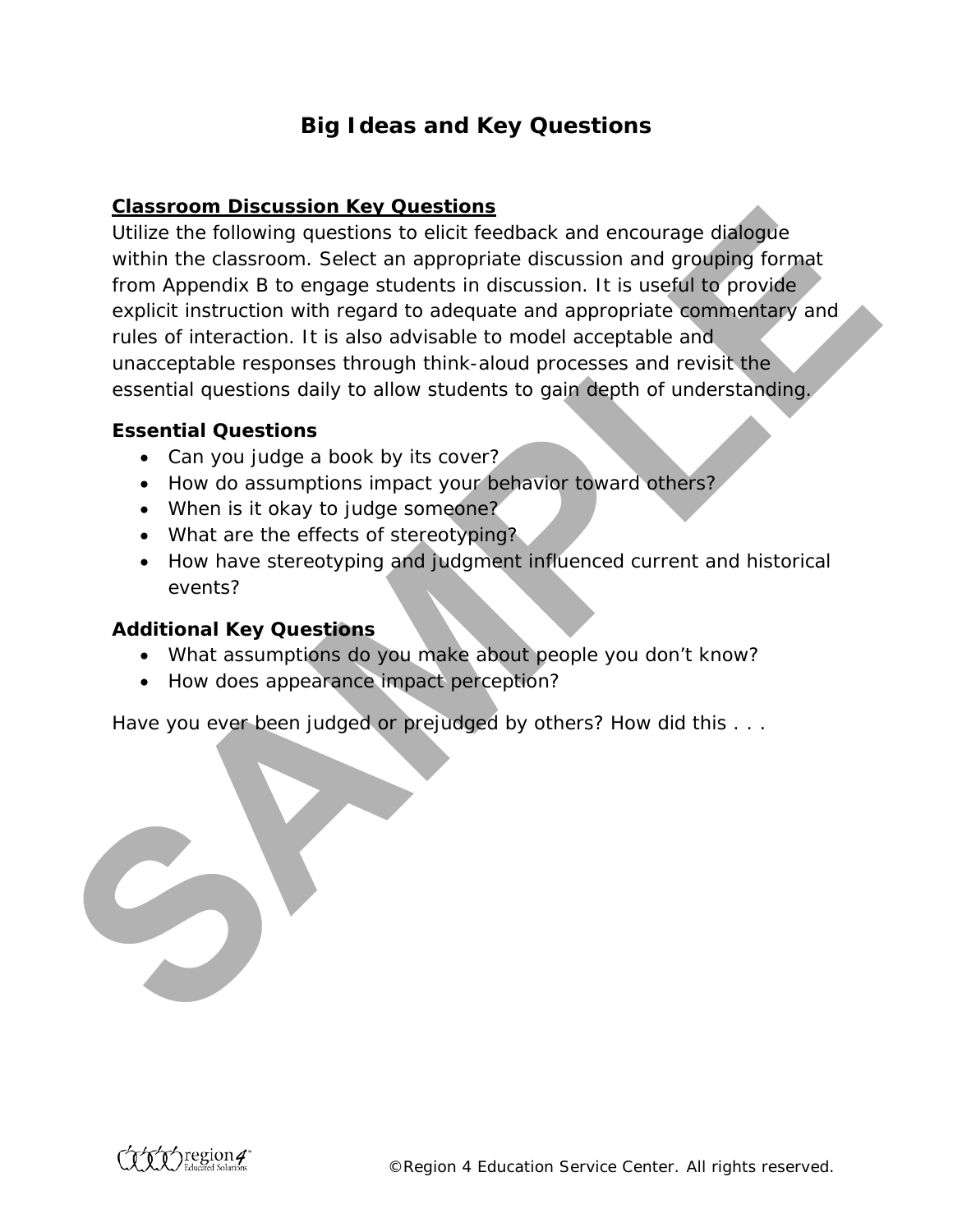# Big Ideas and Key Questions

**Classroom Discussion Key Questions**

Utilize the following questions to elicit feedback and encourage dialogue within the classroom. Select an appropriate discussion and grouping format from Appendix B to engage students in discussion. It is useful to provide explicit instruction with regard to adequate and appropriate commentary and rules of interaction. It is also advisable to model acceptable and unacceptable responses through think-aloud processes and revisit the essential questions daily to allow students to gain depth of understanding.

**Essential Questions**

- Can you judge a book by its cover?
- How do assumptions impact your behavior toward others?
- When is it okay to judge someone?
- What are the effects of stereotyping?
- How have stereotyping and judgment influenced current and historical events?

**Additional Key Questions**

- What assumptions do you make about people you don't know?
- How does appearance impact perception?

Have you ever been judged or prejudged by others? How did this . . .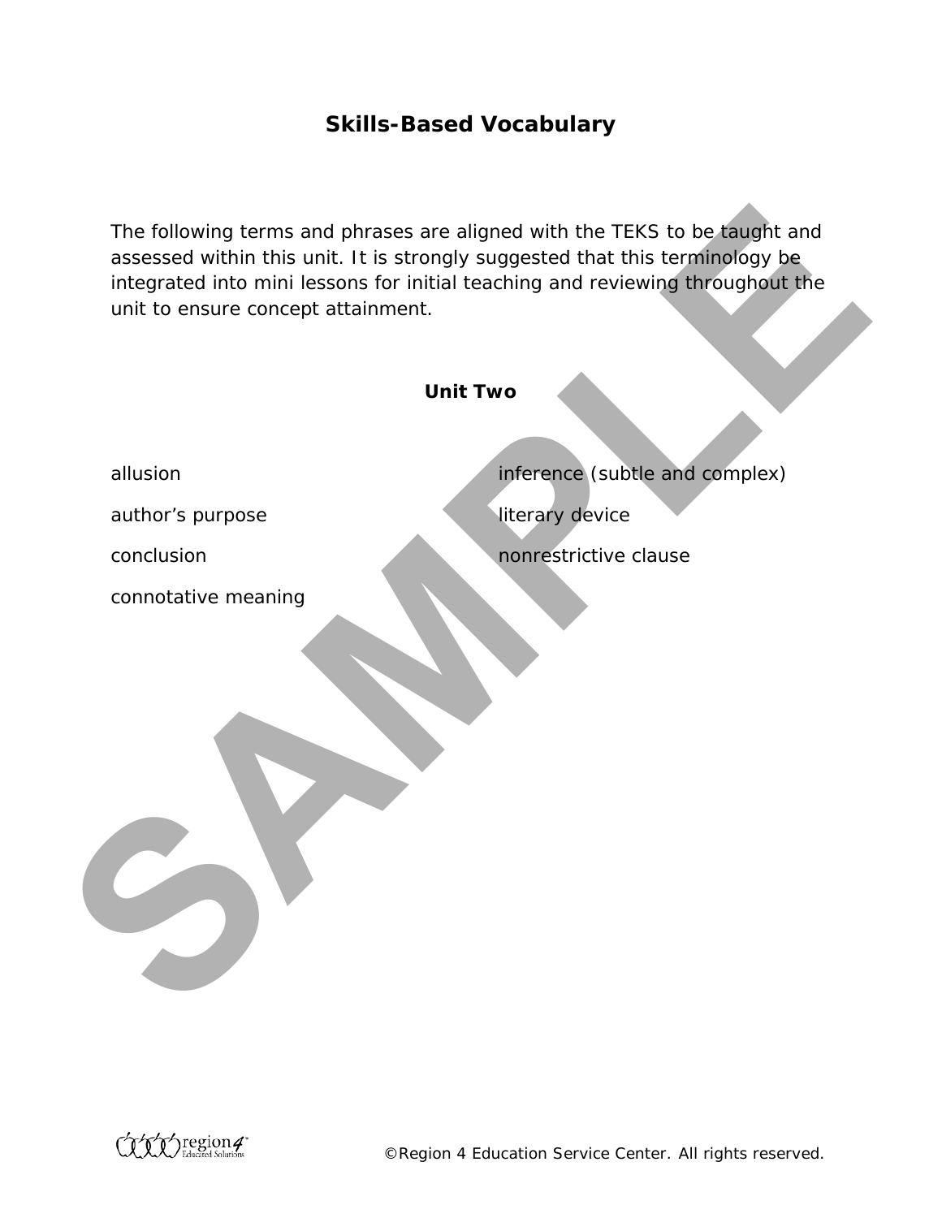# Skills-Based Vocabulary

The following terms and phrases are aligned with the TEKS to be taught and assessed within this unit. It is strongly suggested that this terminology be integrated into mini lessons for initial teaching and reviewing throughout the unit to ensure concept attainment.

**Unit Two**

- allusion
- author's purpose
- conclusion
- connotative meaning
- inference (subtle and complex)
- literary device
- nonrestrictive clause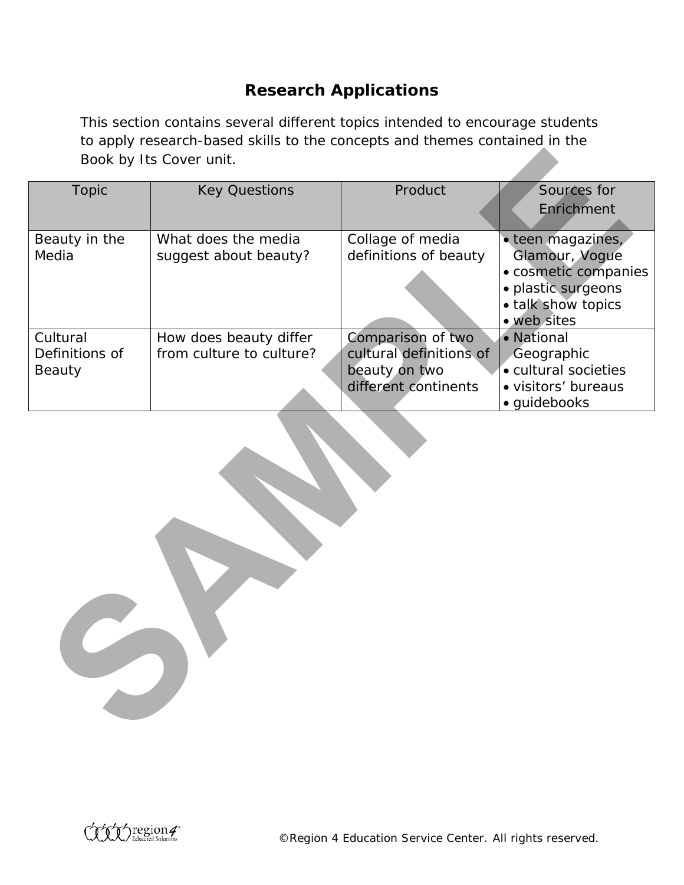# Research Applications

This section contains several different topics intended to encourage students to apply research-based skills to the concepts and themes contained in the Book by Its Cover unit.

| Topic | Key Questions | Product | Sources for Enrichment |
| --- | --- | --- | --- |
| Beauty in the Media | What does the media suggest about beauty? | Collage of media definitions of beauty | • teen magazines, Glamour, Vogue<br>• cosmetic companies<br>• plastic surgeons<br>• talk show topics<br>• web sites |
| Cultural Definitions of Beauty | How does beauty differ from culture to culture? | Comparison of two cultural definitions of beauty on two different continents | • National Geographic<br>• cultural societies<br>• visitors' bureaus<br>• guidebooks |

©Region 4 Education Service Center. All rights reserved.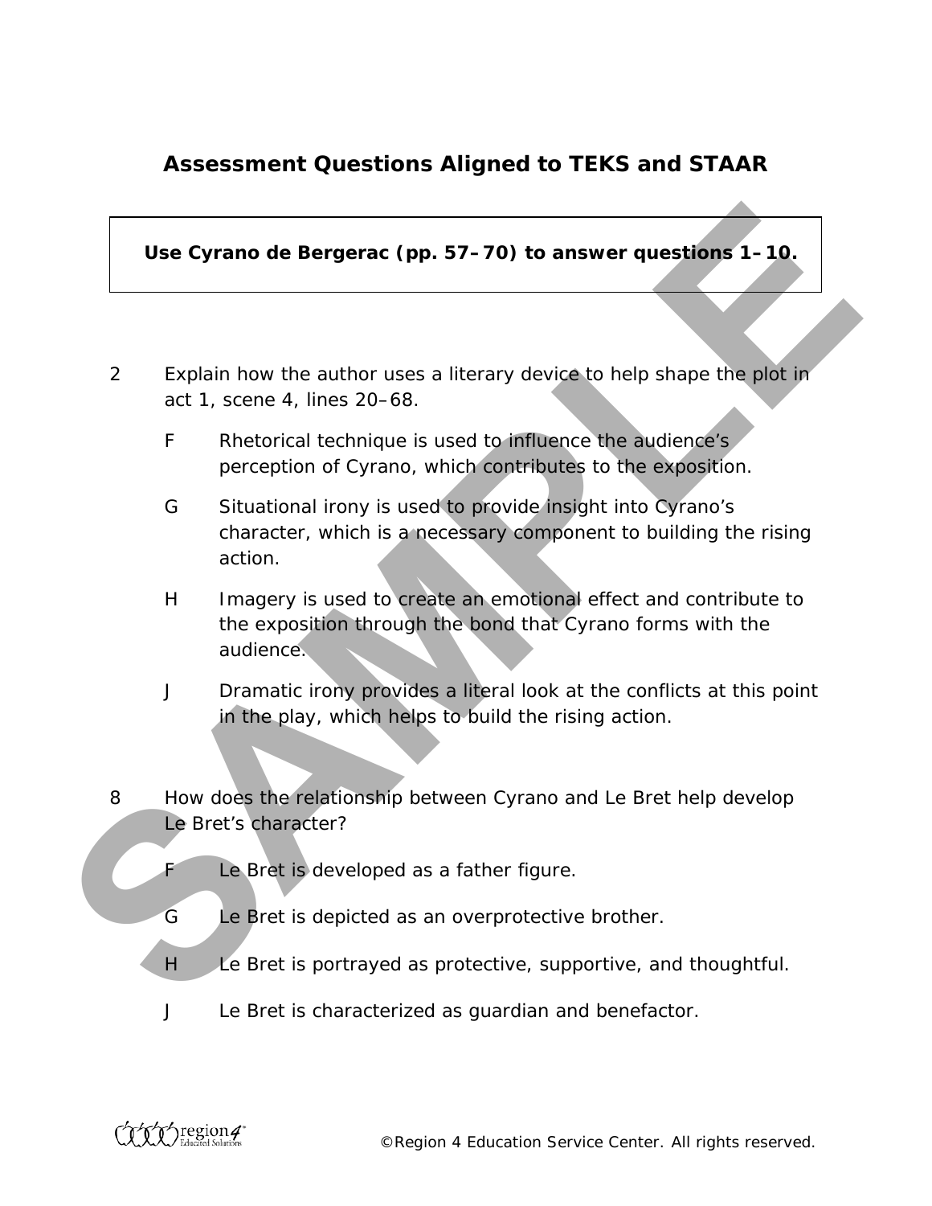## Assessment Questions Aligned to TEKS and STAAR

**Use Cyrano de Bergerac (pp. 57–70) to answer questions 1–10.**

2 Explain how the author uses a literary device to help shape the plot in act 1, scene 4, lines 20–68.

- F Rhetorical technique is used to influence the audience's perception of Cyrano, which contributes to the exposition.
- G Situational irony is used to provide insight into Cyrano's character, which is a necessary component to building the rising action.
- H Imagery is used to create an emotional effect and contribute to the exposition through the bond that Cyrano forms with the audience.
- J Dramatic irony provides a literal look at the conflicts at this point in the play, which helps to build the rising action.

8 How does the relationship between Cyrano and Le Bret help develop Le Bret's character?

- F Le Bret is developed as a father figure.
- G Le Bret is depicted as an overprotective brother.
- H Le Bret is portrayed as protective, supportive, and thoughtful.
- J Le Bret is characterized as guardian and benefactor.

©Region 4 Education Service Center. All rights reserved.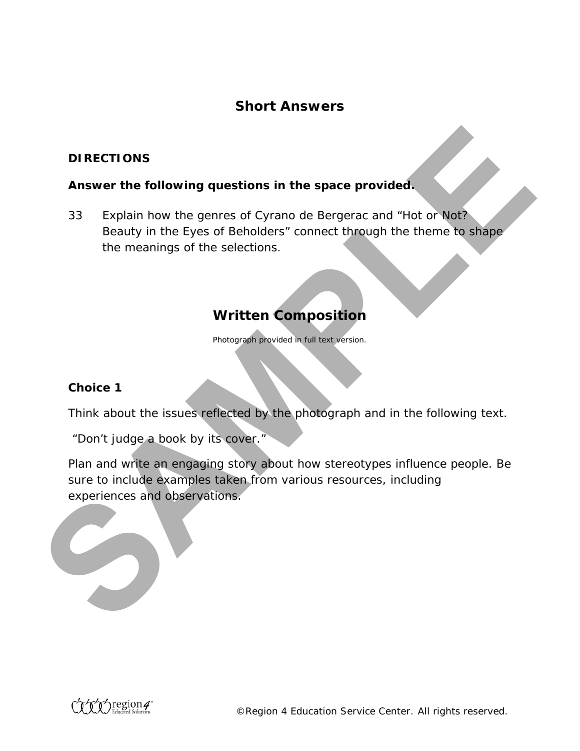## Short Answers

**DIRECTIONS**

**Answer the following questions in the space provided.**

33 Explain how the genres of Cyrano de Bergerac and “Hot or Not? Beauty in the Eyes of Beholders” connect through the theme to shape the meanings of the selections.

## Written Composition

Photograph provided in full text version.

**Choice 1**

Think about the issues reflected by the photograph and in the following text.

“Don’t judge a book by its cover.”

Plan and write an engaging story about how stereotypes influence people. Be sure to include examples taken from various resources, including experiences and observations.